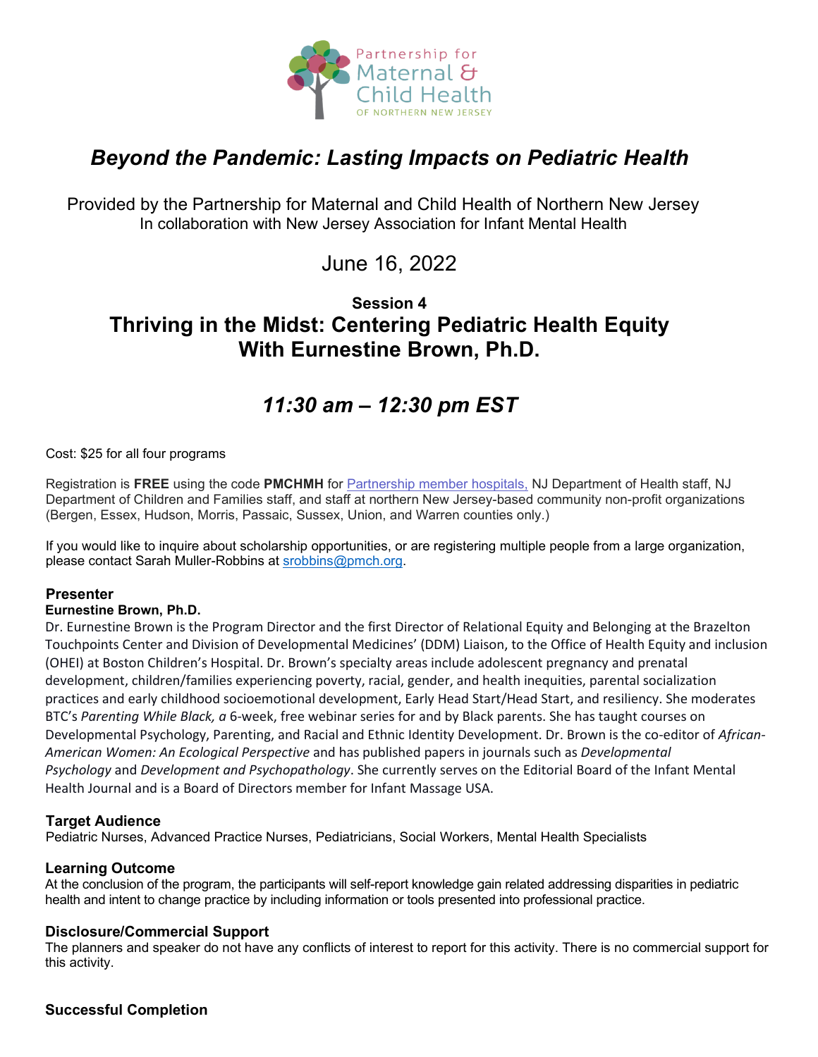Partnership for Maternal & Child Health OF NORTHERN NEW JERSEY

# *Beyond the Pandemic: Lasting Impacts on Pediatric Health*

Provided by the Partnership for Maternal and Child Health of Northern New Jersey
In collaboration with New Jersey Association for Infant Mental Health

June 16, 2022

**Session 4**

## Thriving in the Midst: Centering Pediatric Health Equity With Eurnestine Brown, Ph.D.

## *11:30 am – 12:30 pm EST*

Cost: $25 for all four programs

Registration is **FREE** using the code **PMCHMH** for Partnership member hospitals, NJ Department of Health staff, NJ Department of Children and Families staff, and staff at northern New Jersey-based community non-profit organizations (Bergen, Essex, Hudson, Morris, Passaic, Sussex, Union, and Warren counties only.)

If you would like to inquire about scholarship opportunities, or are registering multiple people from a large organization, please contact Sarah Muller-Robbins at srobbins@pmch.org.

### Presenter

**Eurnestine Brown, Ph.D.**

Dr. Eurnestine Brown is the Program Director and the first Director of Relational Equity and Belonging at the Brazelton Touchpoints Center and Division of Developmental Medicines' (DDM) Liaison, to the Office of Health Equity and inclusion (OHEI) at Boston Children's Hospital. Dr. Brown's specialty areas include adolescent pregnancy and prenatal development, children/families experiencing poverty, racial, gender, and health inequities, parental socialization practices and early childhood socioemotional development, Early Head Start/Head Start, and resiliency. She moderates BTC's *Parenting While Black, a* 6-week, free webinar series for and by Black parents. She has taught courses on Developmental Psychology, Parenting, and Racial and Ethnic Identity Development. Dr. Brown is the co-editor of *African-American Women: An Ecological Perspective* and has published papers in journals such as *Developmental Psychology* and *Development and Psychopathology*. She currently serves on the Editorial Board of the Infant Mental Health Journal and is a Board of Directors member for Infant Massage USA.

### Target Audience

Pediatric Nurses, Advanced Practice Nurses, Pediatricians, Social Workers, Mental Health Specialists

### Learning Outcome

At the conclusion of the program, the participants will self-report knowledge gain related addressing disparities in pediatric health and intent to change practice by including information or tools presented into professional practice.

### Disclosure/Commercial Support

The planners and speaker do not have any conflicts of interest to report for this activity. There is no commercial support for this activity.

### Successful Completion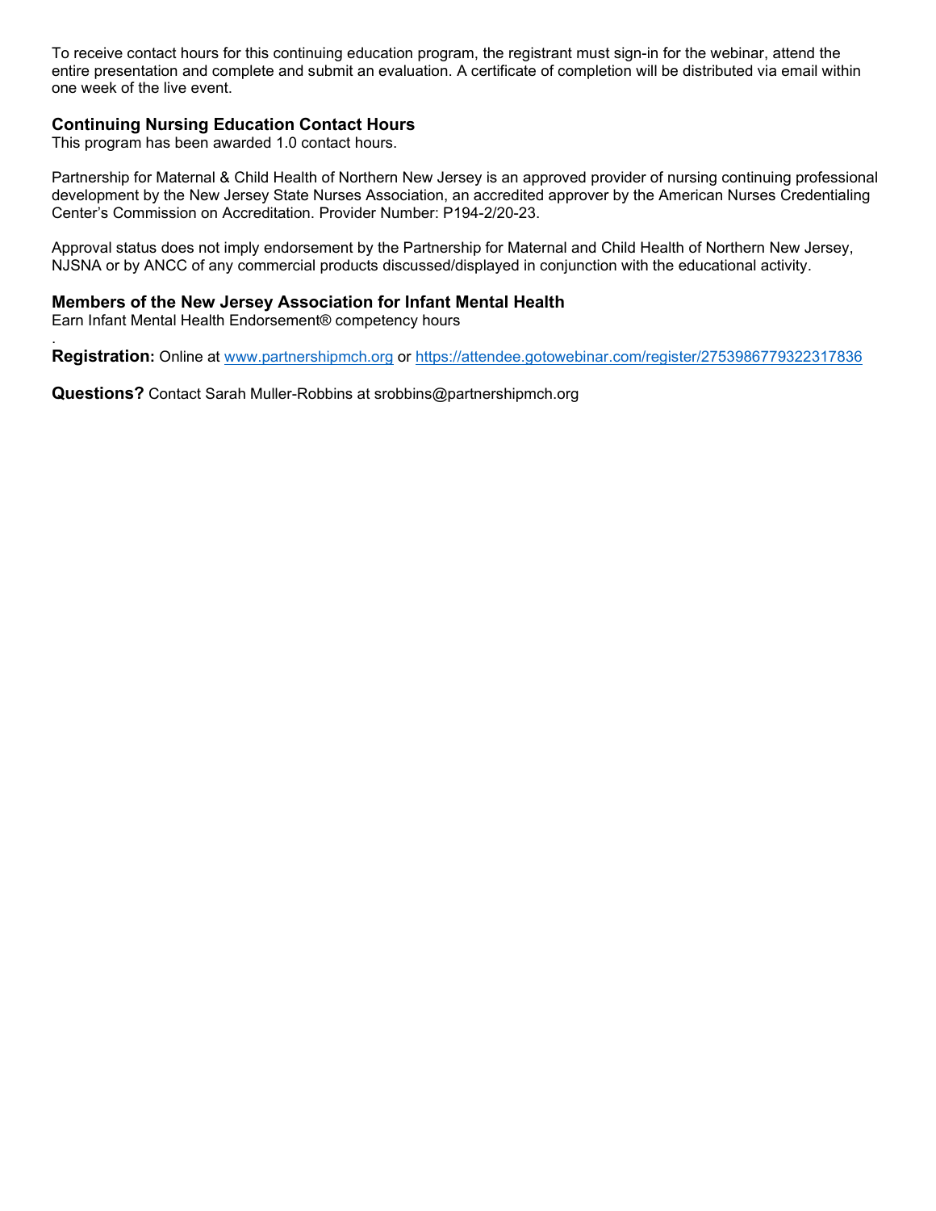To receive contact hours for this continuing education program, the registrant must sign-in for the webinar, attend the entire presentation and complete and submit an evaluation. A certificate of completion will be distributed via email within one week of the live event.

### Continuing Nursing Education Contact Hours

This program has been awarded 1.0 contact hours.

Partnership for Maternal & Child Health of Northern New Jersey is an approved provider of nursing continuing professional development by the New Jersey State Nurses Association, an accredited approver by the American Nurses Credentialing Center's Commission on Accreditation. Provider Number: P194-2/20-23.

Approval status does not imply endorsement by the Partnership for Maternal and Child Health of Northern New Jersey, NJSNA or by ANCC of any commercial products discussed/displayed in conjunction with the educational activity.

### Members of the New Jersey Association for Infant Mental Health

Earn Infant Mental Health Endorsement® competency hours

.

**Registration:** Online at [www.partnershipmch.org](http://www.partnershipmch.org) or [https://attendee.gotowebinar.com/register/2753986779322317836](https://attendee.gotowebinar.com/register/2753986779322317836)

**Questions?** Contact Sarah Muller-Robbins at srobbins@partnershipmch.org